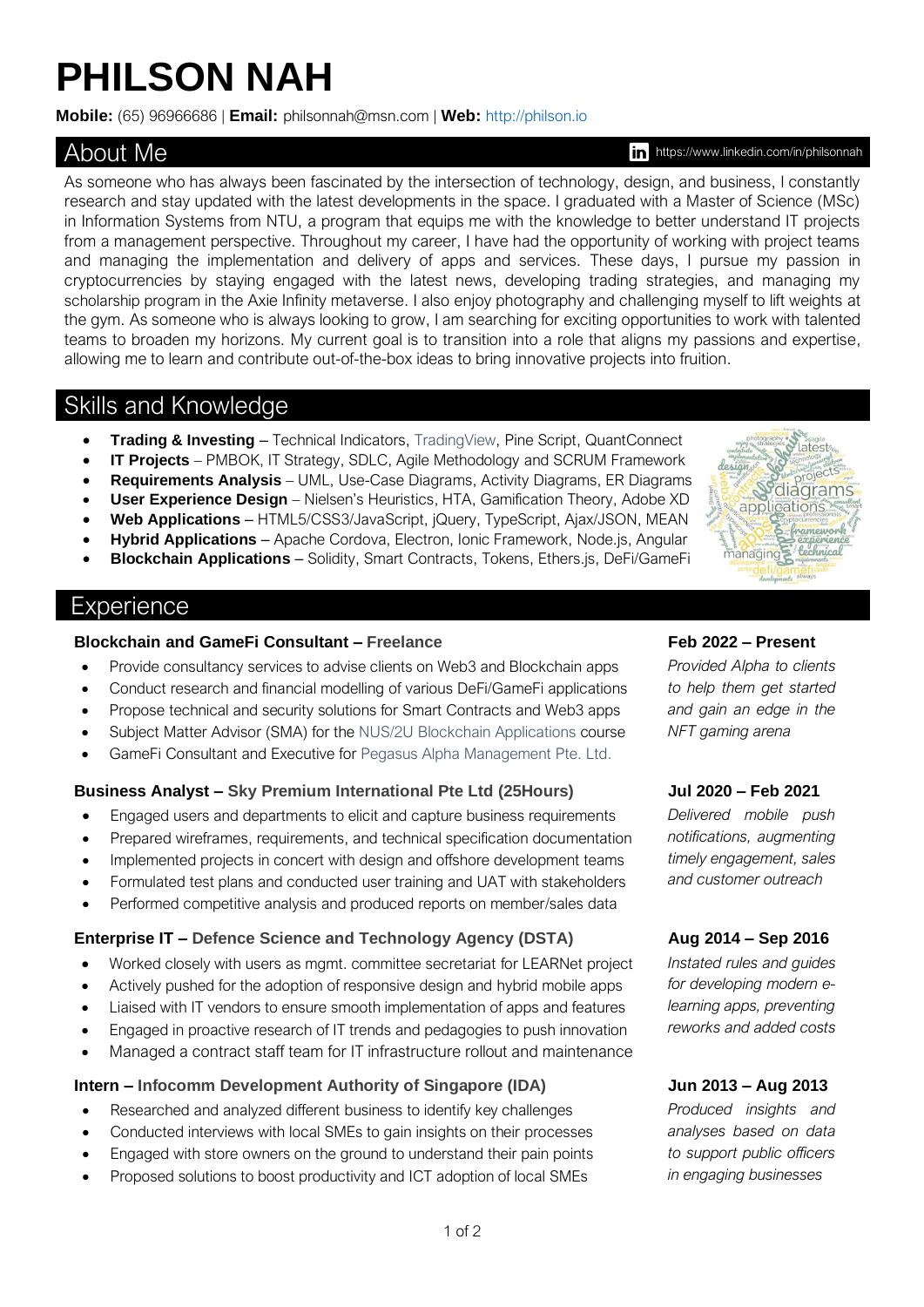# PHILSON NAH

**Mobile:** (65) 96966686 | **Email:** philsonnah@msn.com | **Web:** http://philson.io

## About Me

https://www.linkedin.com/in/philsonnah

As someone who has always been fascinated by the intersection of technology, design, and business, I constantly research and stay updated with the latest developments in the space. I graduated with a Master of Science (MSc) in Information Systems from NTU, a program that equips me with the knowledge to better understand IT projects from a management perspective. Throughout my career, I have had the opportunity of working with project teams and managing the implementation and delivery of apps and services. These days, I pursue my passion in cryptocurrencies by staying engaged with the latest news, developing trading strategies, and managing my scholarship program in the Axie Infinity metaverse. I also enjoy photography and challenging myself to lift weights at the gym. As someone who is always looking to grow, I am searching for exciting opportunities to work with talented teams to broaden my horizons. My current goal is to transition into a role that aligns my passions and expertise, allowing me to learn and contribute out-of-the-box ideas to bring innovative projects into fruition.

## Skills and Knowledge

- **Trading & Investing** – Technical Indicators, TradingView, Pine Script, QuantConnect
- **IT Projects** – PMBOK, IT Strategy, SDLC, Agile Methodology and SCRUM Framework
- **Requirements Analysis** – UML, Use-Case Diagrams, Activity Diagrams, ER Diagrams
- **User Experience Design** – Nielsen's Heuristics, HTA, Gamification Theory, Adobe XD
- **Web Applications** – HTML5/CSS3/JavaScript, jQuery, TypeScript, Ajax/JSON, MEAN
- **Hybrid Applications** – Apache Cordova, Electron, Ionic Framework, Node.js, Angular
- **Blockchain Applications** – Solidity, Smart Contracts, Tokens, Ethers.js, DeFi/GameFi

## Experience

### Blockchain and GameFi Consultant – Freelance

**Feb 2022 – Present**

*Provided Alpha to clients to help them get started and gain an edge in the NFT gaming arena*

- Provide consultancy services to advise clients on Web3 and Blockchain apps
- Conduct research and financial modelling of various DeFi/GameFi applications
- Propose technical and security solutions for Smart Contracts and Web3 apps
- Subject Matter Advisor (SMA) for the NUS/2U Blockchain Applications course
- GameFi Consultant and Executive for Pegasus Alpha Management Pte. Ltd.

### Business Analyst – Sky Premium International Pte Ltd (25Hours)

**Jul 2020 – Feb 2021**

*Delivered mobile push notifications, augmenting timely engagement, sales and customer outreach*

- Engaged users and departments to elicit and capture business requirements
- Prepared wireframes, requirements, and technical specification documentation
- Implemented projects in concert with design and offshore development teams
- Formulated test plans and conducted user training and UAT with stakeholders
- Performed competitive analysis and produced reports on member/sales data

### Enterprise IT – Defence Science and Technology Agency (DSTA)

**Aug 2014 – Sep 2016**

*Instated rules and guides for developing modern e-learning apps, preventing reworks and added costs*

- Worked closely with users as mgmt. committee secretariat for LEARNet project
- Actively pushed for the adoption of responsive design and hybrid mobile apps
- Liaised with IT vendors to ensure smooth implementation of apps and features
- Engaged in proactive research of IT trends and pedagogies to push innovation
- Managed a contract staff team for IT infrastructure rollout and maintenance

### Intern – Infocomm Development Authority of Singapore (IDA)

**Jun 2013 – Aug 2013**

*Produced insights and analyses based on data to support public officers in engaging businesses*

- Researched and analyzed different business to identify key challenges
- Conducted interviews with local SMEs to gain insights on their processes
- Engaged with store owners on the ground to understand their pain points
- Proposed solutions to boost productivity and ICT adoption of local SMEs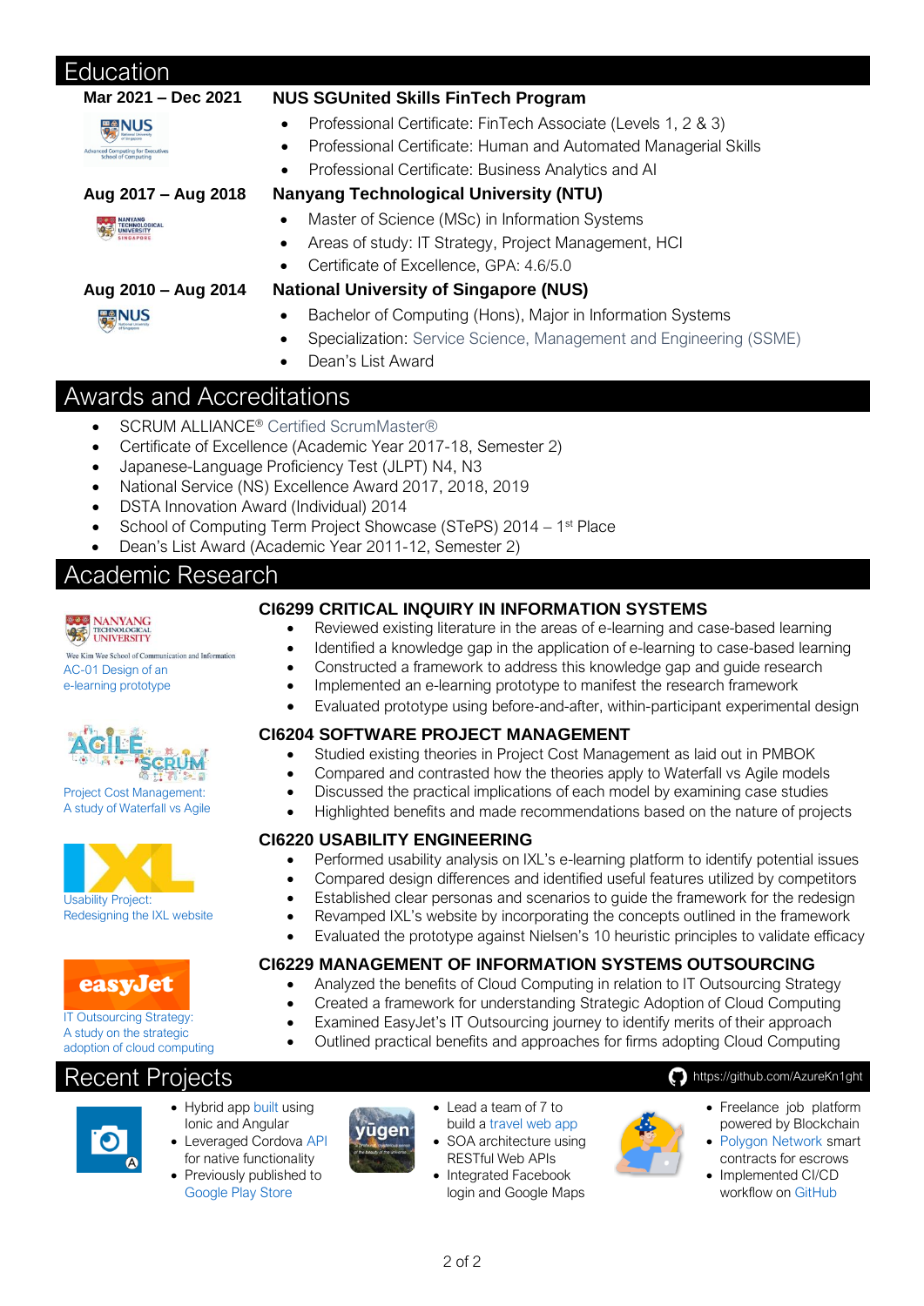## Education

**Mar 2021 – Dec 2021** — **NUS SGUnited Skills FinTech Program**

NUS Advanced Computing for Executives, School of Computing

- Professional Certificate: FinTech Associate (Levels 1, 2 & 3)
- Professional Certificate: Human and Automated Managerial Skills
- Professional Certificate: Business Analytics and AI

**Aug 2017 – Aug 2018** — **Nanyang Technological University (NTU)**

- Master of Science (MSc) in Information Systems
- Areas of study: IT Strategy, Project Management, HCI
- Certificate of Excellence, GPA: 4.6/5.0

**Aug 2010 – Aug 2014** — **National University of Singapore (NUS)**

- Bachelor of Computing (Hons), Major in Information Systems
- Specialization: Service Science, Management and Engineering (SSME)
- Dean's List Award

## Awards and Accreditations

- SCRUM ALLIANCE® Certified ScrumMaster®
- Certificate of Excellence (Academic Year 2017-18, Semester 2)
- Japanese-Language Proficiency Test (JLPT) N4, N3
- National Service (NS) Excellence Award 2017, 2018, 2019
- DSTA Innovation Award (Individual) 2014
- School of Computing Term Project Showcase (STePS) 2014 – 1st Place
- Dean's List Award (Academic Year 2011-12, Semester 2)

## Academic Research

### CI6299 CRITICAL INQUIRY IN INFORMATION SYSTEMS

Nanyang Technological University, Wee Kim Wee School of Communication and Information
AC-01 Design of an e-learning prototype

- Reviewed existing literature in the areas of e-learning and case-based learning
- Identified a knowledge gap in the application of e-learning to case-based learning
- Constructed a framework to address this knowledge gap and guide research
- Implemented an e-learning prototype to manifest the research framework
- Evaluated prototype using before-and-after, within-participant experimental design

### CI6204 SOFTWARE PROJECT MANAGEMENT

Project Cost Management: A study of Waterfall vs Agile

- Studied existing theories in Project Cost Management as laid out in PMBOK
- Compared and contrasted how the theories apply to Waterfall vs Agile models
- Discussed the practical implications of each model by examining case studies
- Highlighted benefits and made recommendations based on the nature of projects

### CI6220 USABILITY ENGINEERING

Usability Project: Redesigning the IXL website

- Performed usability analysis on IXL's e-learning platform to identify potential issues
- Compared design differences and identified useful features utilized by competitors
- Established clear personas and scenarios to guide the framework for the redesign
- Revamped IXL's website by incorporating the concepts outlined in the framework
- Evaluated the prototype against Nielsen's 10 heuristic principles to validate efficacy

### CI6229 MANAGEMENT OF INFORMATION SYSTEMS OUTSOURCING

IT Outsourcing Strategy: A study on the strategic adoption of cloud computing

- Analyzed the benefits of Cloud Computing in relation to IT Outsourcing Strategy
- Created a framework for understanding Strategic Adoption of Cloud Computing
- Examined EasyJet's IT Outsourcing journey to identify merits of their approach
- Outlined practical benefits and approaches for firms adopting Cloud Computing

## Recent Projects

https://github.com/AzureKn1ght

- Hybrid app built using Ionic and Angular
- Leveraged Cordova API for native functionality
- Previously published to Google Play Store

---

- Lead a team of 7 to build a travel web app
- SOA architecture using RESTful Web APIs
- Integrated Facebook login and Google Maps

---

- Freelance job platform powered by Blockchain
- Polygon Network smart contracts for escrows
- Implemented CI/CD workflow on GitHub